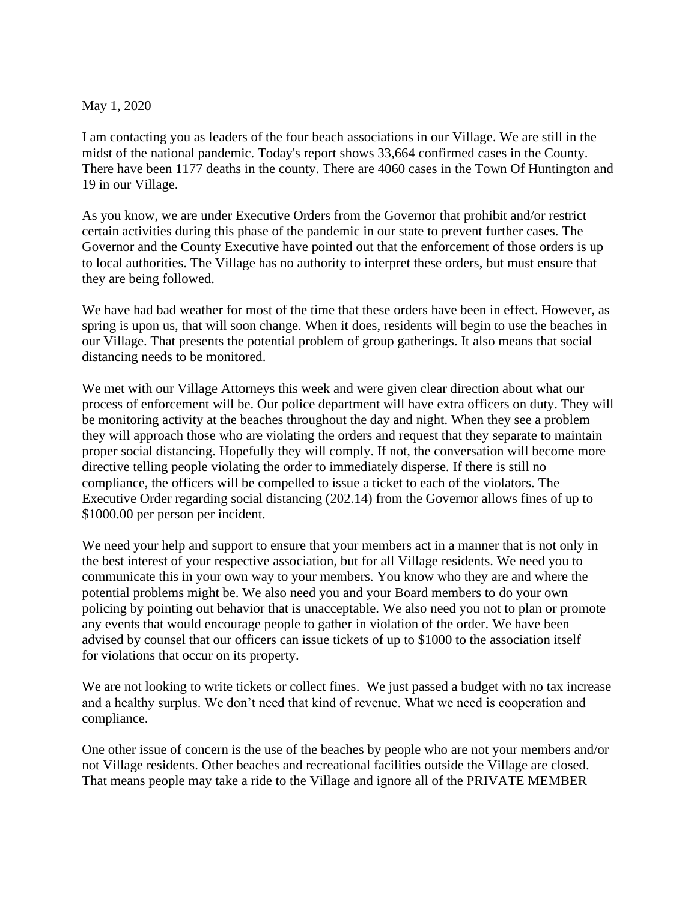May 1, 2020

I am contacting you as leaders of the four beach associations in our Village. We are still in the midst of the national pandemic. Today's report shows 33,664 confirmed cases in the County. There have been 1177 deaths in the county. There are 4060 cases in the Town Of Huntington and 19 in our Village.

As you know, we are under Executive Orders from the Governor that prohibit and/or restrict certain activities during this phase of the pandemic in our state to prevent further cases. The Governor and the County Executive have pointed out that the enforcement of those orders is up to local authorities. The Village has no authority to interpret these orders, but must ensure that they are being followed.

We have had bad weather for most of the time that these orders have been in effect. However, as spring is upon us, that will soon change. When it does, residents will begin to use the beaches in our Village. That presents the potential problem of group gatherings. It also means that social distancing needs to be monitored.

We met with our Village Attorneys this week and were given clear direction about what our process of enforcement will be. Our police department will have extra officers on duty. They will be monitoring activity at the beaches throughout the day and night. When they see a problem they will approach those who are violating the orders and request that they separate to maintain proper social distancing. Hopefully they will comply. If not, the conversation will become more directive telling people violating the order to immediately disperse. If there is still no compliance, the officers will be compelled to issue a ticket to each of the violators. The Executive Order regarding social distancing (202.14) from the Governor allows fines of up to $1000.00 per person per incident.

We need your help and support to ensure that your members act in a manner that is not only in the best interest of your respective association, but for all Village residents. We need you to communicate this in your own way to your members. You know who they are and where the potential problems might be. We also need you and your Board members to do your own policing by pointing out behavior that is unacceptable. We also need you not to plan or promote any events that would encourage people to gather in violation of the order. We have been advised by counsel that our officers can issue tickets of up to $1000 to the association itself for violations that occur on its property.

We are not looking to write tickets or collect fines. We just passed a budget with no tax increase and a healthy surplus. We don't need that kind of revenue. What we need is cooperation and compliance.

One other issue of concern is the use of the beaches by people who are not your members and/or not Village residents. Other beaches and recreational facilities outside the Village are closed. That means people may take a ride to the Village and ignore all of the PRIVATE MEMBER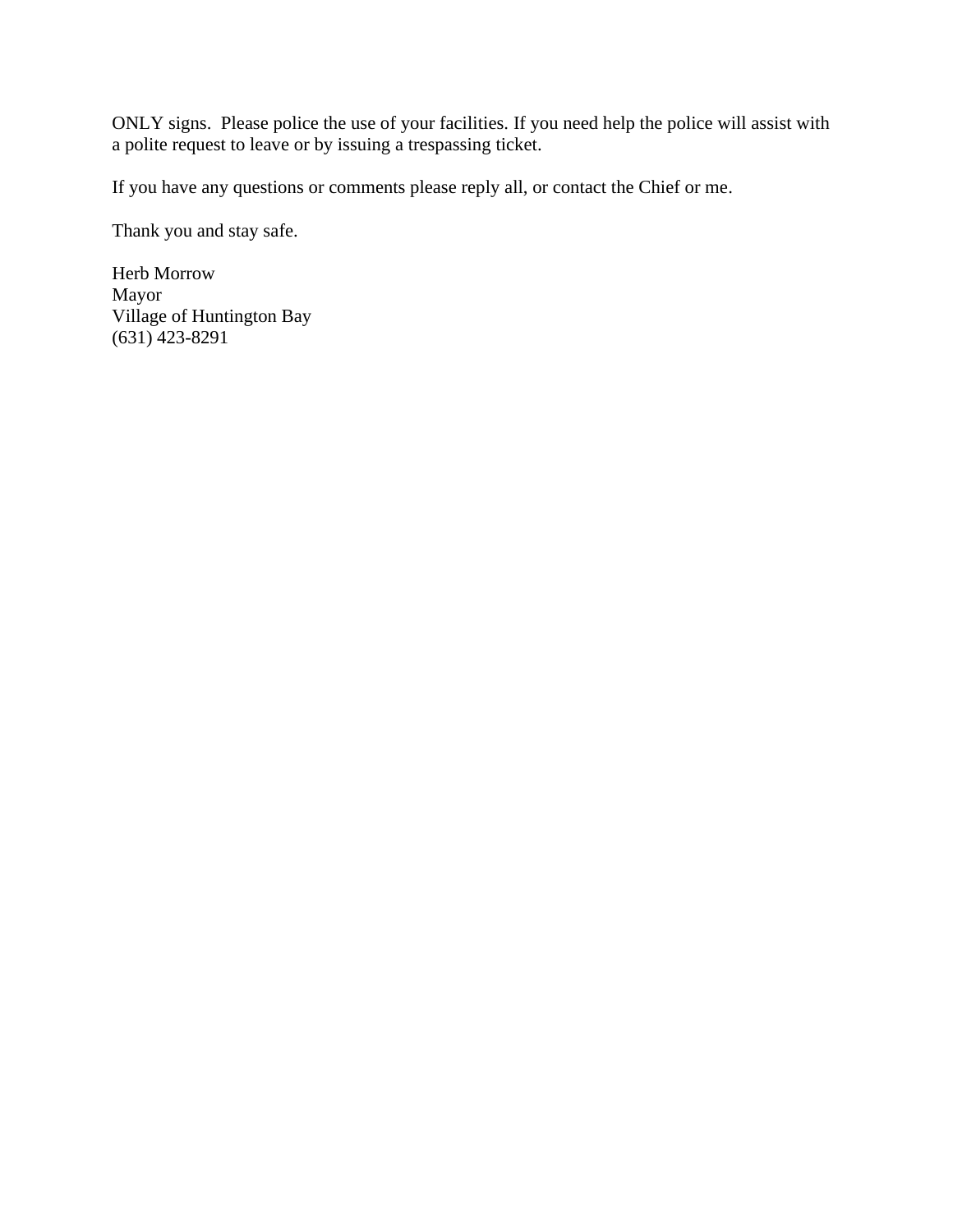ONLY signs.  Please police the use of your facilities. If you need help the police will assist with a polite request to leave or by issuing a trespassing ticket.

If you have any questions or comments please reply all, or contact the Chief or me.

Thank you and stay safe.

Herb Morrow
Mayor
Village of Huntington Bay
(631) 423-8291